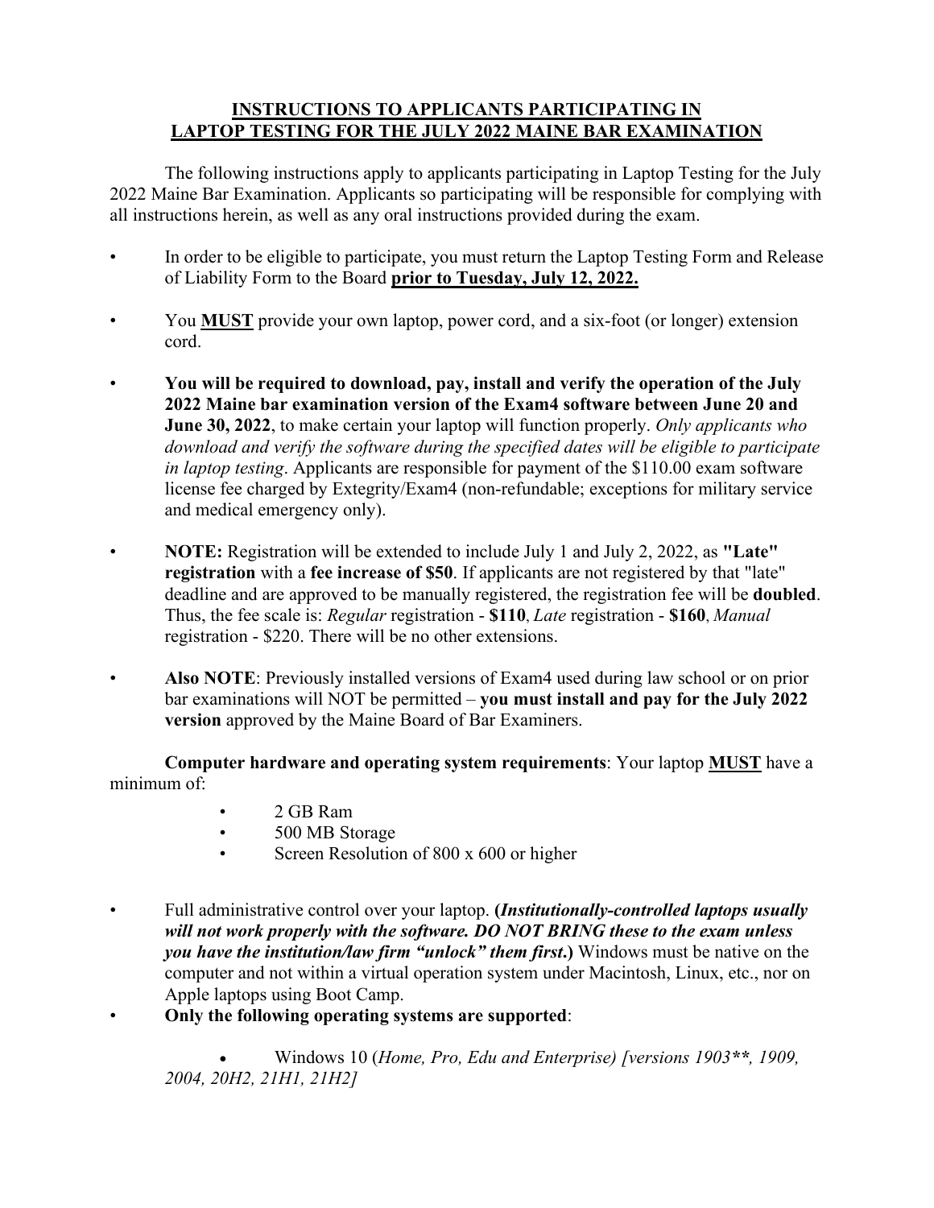# INSTRUCTIONS TO APPLICANTS PARTICIPATING IN LAPTOP TESTING FOR THE JULY 2022 MAINE BAR EXAMINATION

The following instructions apply to applicants participating in Laptop Testing for the July 2022 Maine Bar Examination. Applicants so participating will be responsible for complying with all instructions herein, as well as any oral instructions provided during the exam.

- In order to be eligible to participate, you must return the Laptop Testing Form and Release of Liability Form to the Board **prior to Tuesday, July 12, 2022.**
- You **MUST** provide your own laptop, power cord, and a six-foot (or longer) extension cord.
- **You will be required to download, pay, install and verify the operation of the July 2022 Maine bar examination version of the Exam4 software between June 20 and June 30, 2022**, to make certain your laptop will function properly. *Only applicants who download and verify the software during the specified dates will be eligible to participate in laptop testing*. Applicants are responsible for payment of the $110.00 exam software license fee charged by Extegrity/Exam4 (non-refundable; exceptions for military service and medical emergency only).
- **NOTE:** Registration will be extended to include July 1 and July 2, 2022, as **"Late" registration** with a **fee increase of $50**. If applicants are not registered by that "late" deadline and are approved to be manually registered, the registration fee will be **doubled**. Thus, the fee scale is: *Regular* registration - **$110**, *Late* registration - **$160**, *Manual* registration - $220. There will be no other extensions.
- **Also NOTE**: Previously installed versions of Exam4 used during law school or on prior bar examinations will NOT be permitted – **you must install and pay for the July 2022 version** approved by the Maine Board of Bar Examiners.

**Computer hardware and operating system requirements**: Your laptop **MUST** have a minimum of:

- 2 GB Ram
- 500 MB Storage
- Screen Resolution of 800 x 600 or higher

- Full administrative control over your laptop. **(*Institutionally-controlled laptops usually will not work properly with the software. DO NOT BRING these to the exam unless you have the institution/law firm "unlock" them first*.)** Windows must be native on the computer and not within a virtual operation system under Macintosh, Linux, etc., nor on Apple laptops using Boot Camp.
- **Only the following operating systems are supported**:
  - Windows 10 (*Home, Pro, Edu and Enterprise) [versions 1903\*\*, 1909, 2004, 20H2, 21H1, 21H2]*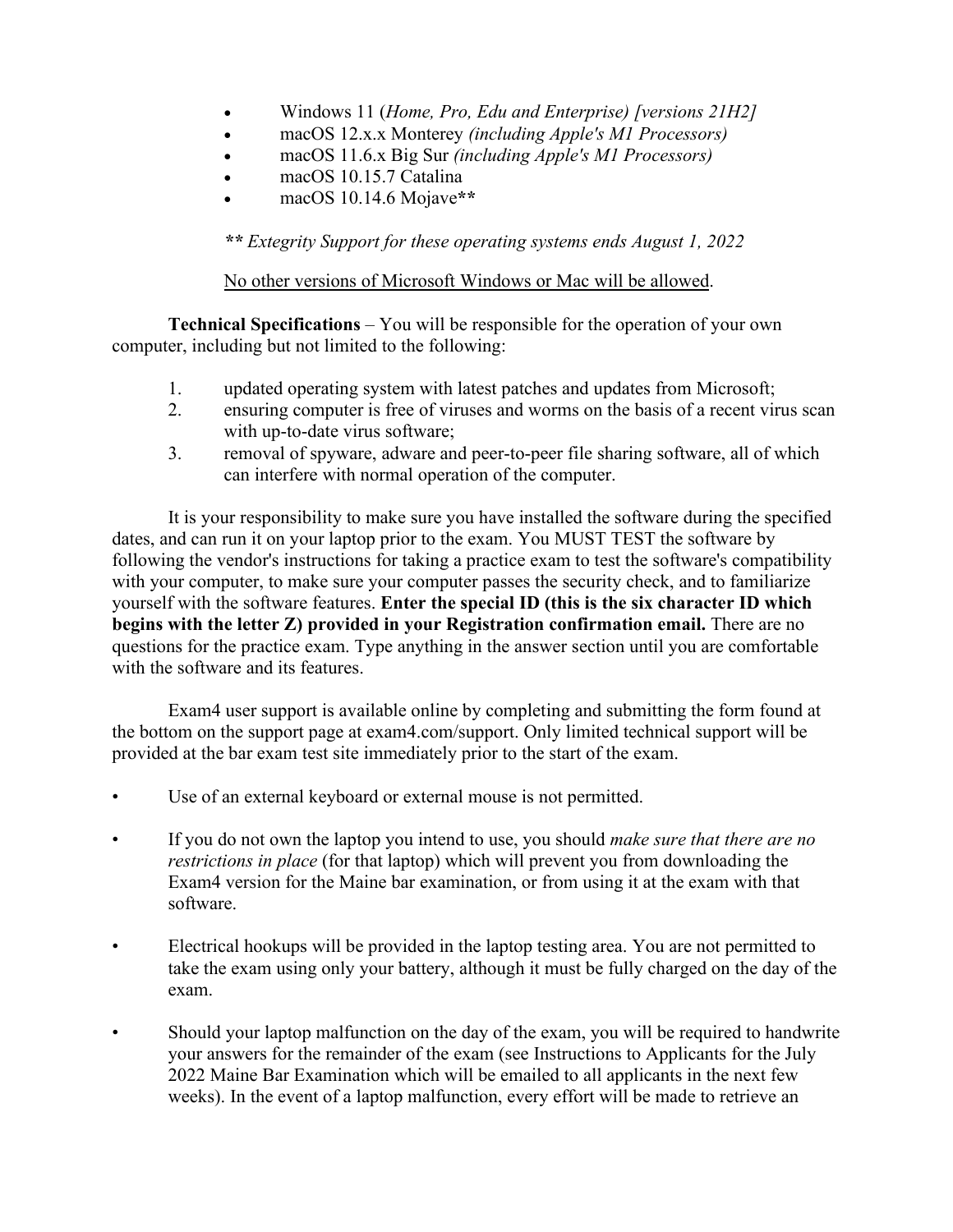- Windows 11 (*Home, Pro, Edu and Enterprise) [versions 21H2]*
- macOS 12.x.x Monterey *(including Apple's M1 Processors)*
- macOS 11.6.x Big Sur *(including Apple's M1 Processors)*
- macOS 10.15.7 Catalina
- macOS 10.14.6 Mojave**

*** Extegrity Support for these operating systems ends August 1, 2022*

No other versions of Microsoft Windows or Mac will be allowed.

**Technical Specifications** – You will be responsible for the operation of your own computer, including but not limited to the following:

1. updated operating system with latest patches and updates from Microsoft;
2. ensuring computer is free of viruses and worms on the basis of a recent virus scan with up-to-date virus software;
3. removal of spyware, adware and peer-to-peer file sharing software, all of which can interfere with normal operation of the computer.

It is your responsibility to make sure you have installed the software during the specified dates, and can run it on your laptop prior to the exam. You MUST TEST the software by following the vendor's instructions for taking a practice exam to test the software's compatibility with your computer, to make sure your computer passes the security check, and to familiarize yourself with the software features. **Enter the special ID (this is the six character ID which begins with the letter Z) provided in your Registration confirmation email.** There are no questions for the practice exam. Type anything in the answer section until you are comfortable with the software and its features.

Exam4 user support is available online by completing and submitting the form found at the bottom on the support page at exam4.com/support. Only limited technical support will be provided at the bar exam test site immediately prior to the start of the exam.

- Use of an external keyboard or external mouse is not permitted.
- If you do not own the laptop you intend to use, you should *make sure that there are no restrictions in place* (for that laptop) which will prevent you from downloading the Exam4 version for the Maine bar examination, or from using it at the exam with that software.
- Electrical hookups will be provided in the laptop testing area. You are not permitted to take the exam using only your battery, although it must be fully charged on the day of the exam.
- Should your laptop malfunction on the day of the exam, you will be required to handwrite your answers for the remainder of the exam (see Instructions to Applicants for the July 2022 Maine Bar Examination which will be emailed to all applicants in the next few weeks). In the event of a laptop malfunction, every effort will be made to retrieve an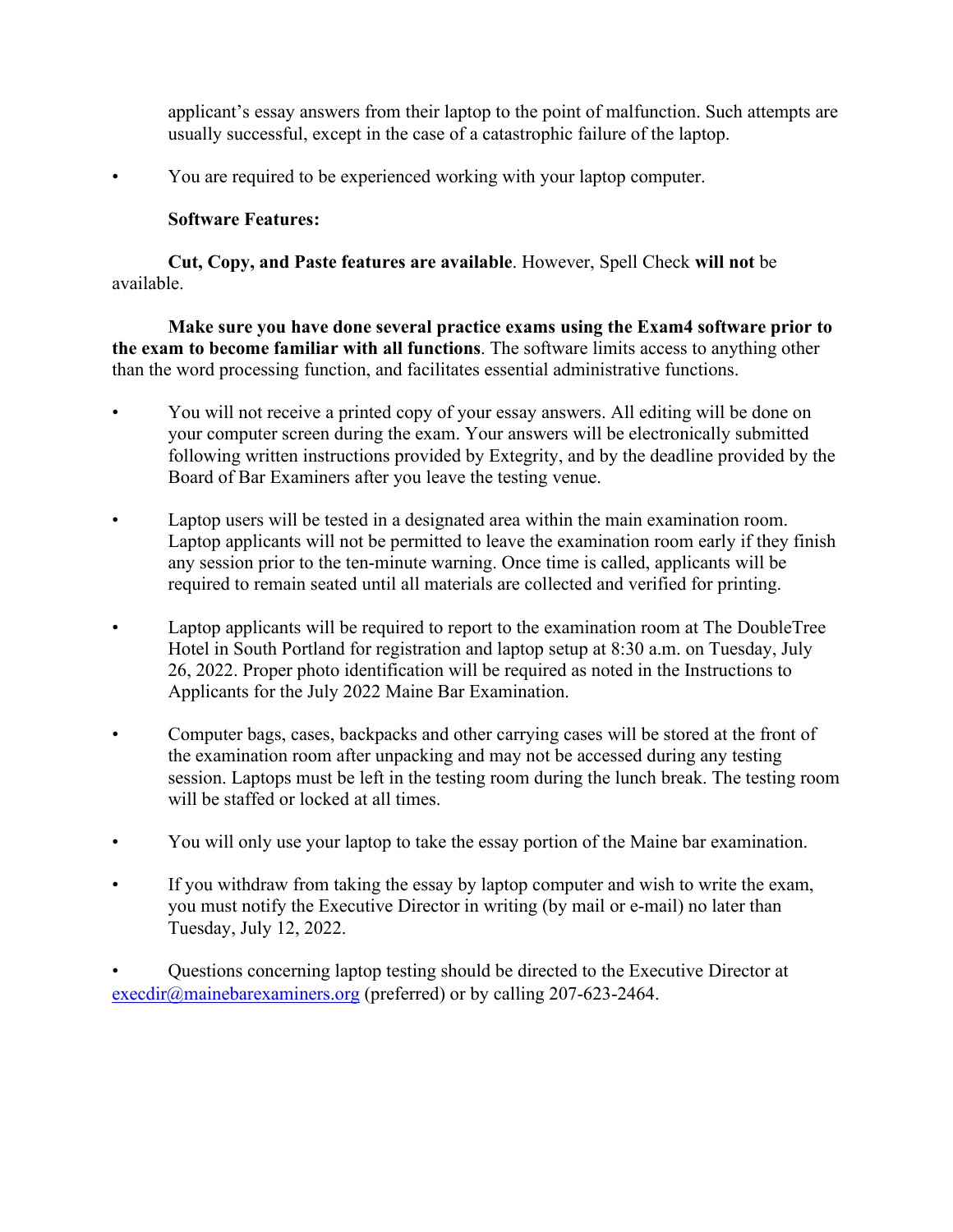applicant's essay answers from their laptop to the point of malfunction. Such attempts are usually successful, except in the case of a catastrophic failure of the laptop.

- You are required to be experienced working with your laptop computer.

**Software Features:**

**Cut, Copy, and Paste features are available**. However, Spell Check **will not** be available.

**Make sure you have done several practice exams using the Exam4 software prior to the exam to become familiar with all functions**. The software limits access to anything other than the word processing function, and facilitates essential administrative functions.

- You will not receive a printed copy of your essay answers. All editing will be done on your computer screen during the exam. Your answers will be electronically submitted following written instructions provided by Extegrity, and by the deadline provided by the Board of Bar Examiners after you leave the testing venue.

- Laptop users will be tested in a designated area within the main examination room. Laptop applicants will not be permitted to leave the examination room early if they finish any session prior to the ten-minute warning. Once time is called, applicants will be required to remain seated until all materials are collected and verified for printing.

- Laptop applicants will be required to report to the examination room at The DoubleTree Hotel in South Portland for registration and laptop setup at 8:30 a.m. on Tuesday, July 26, 2022. Proper photo identification will be required as noted in the Instructions to Applicants for the July 2022 Maine Bar Examination.

- Computer bags, cases, backpacks and other carrying cases will be stored at the front of the examination room after unpacking and may not be accessed during any testing session. Laptops must be left in the testing room during the lunch break. The testing room will be staffed or locked at all times.

- You will only use your laptop to take the essay portion of the Maine bar examination.

- If you withdraw from taking the essay by laptop computer and wish to write the exam, you must notify the Executive Director in writing (by mail or e-mail) no later than Tuesday, July 12, 2022.

- Questions concerning laptop testing should be directed to the Executive Director at [execdir@mainebarexaminers.org](mailto:execdir@mainebarexaminers.org) (preferred) or by calling 207-623-2464.